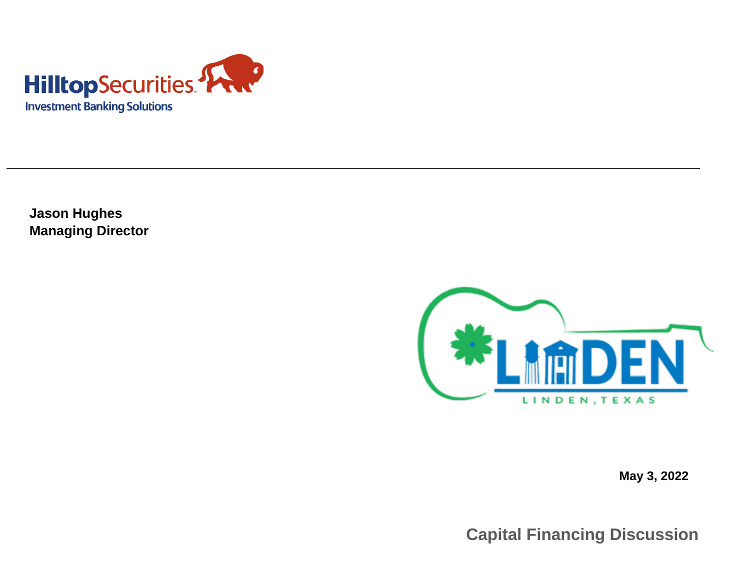HilltopSecurities

Investment Banking Solutions

**Jason Hughes**
**Managing Director**

LINDEN

LINDEN, TEXAS

**May 3, 2022**

## Capital Financing Discussion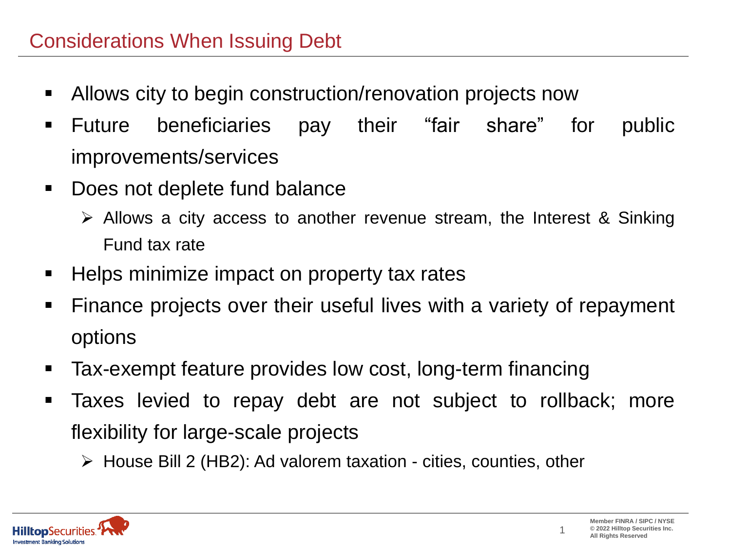## Considerations When Issuing Debt

- Allows city to begin construction/renovation projects now
- Future beneficiaries pay their "fair share" for public improvements/services
- Does not deplete fund balance
  - Allows a city access to another revenue stream, the Interest & Sinking Fund tax rate
- Helps minimize impact on property tax rates
- Finance projects over their useful lives with a variety of repayment options
- Tax-exempt feature provides low cost, long-term financing
- Taxes levied to repay debt are not subject to rollback; more flexibility for large-scale projects
  - House Bill 2 (HB2): Ad valorem taxation - cities, counties, other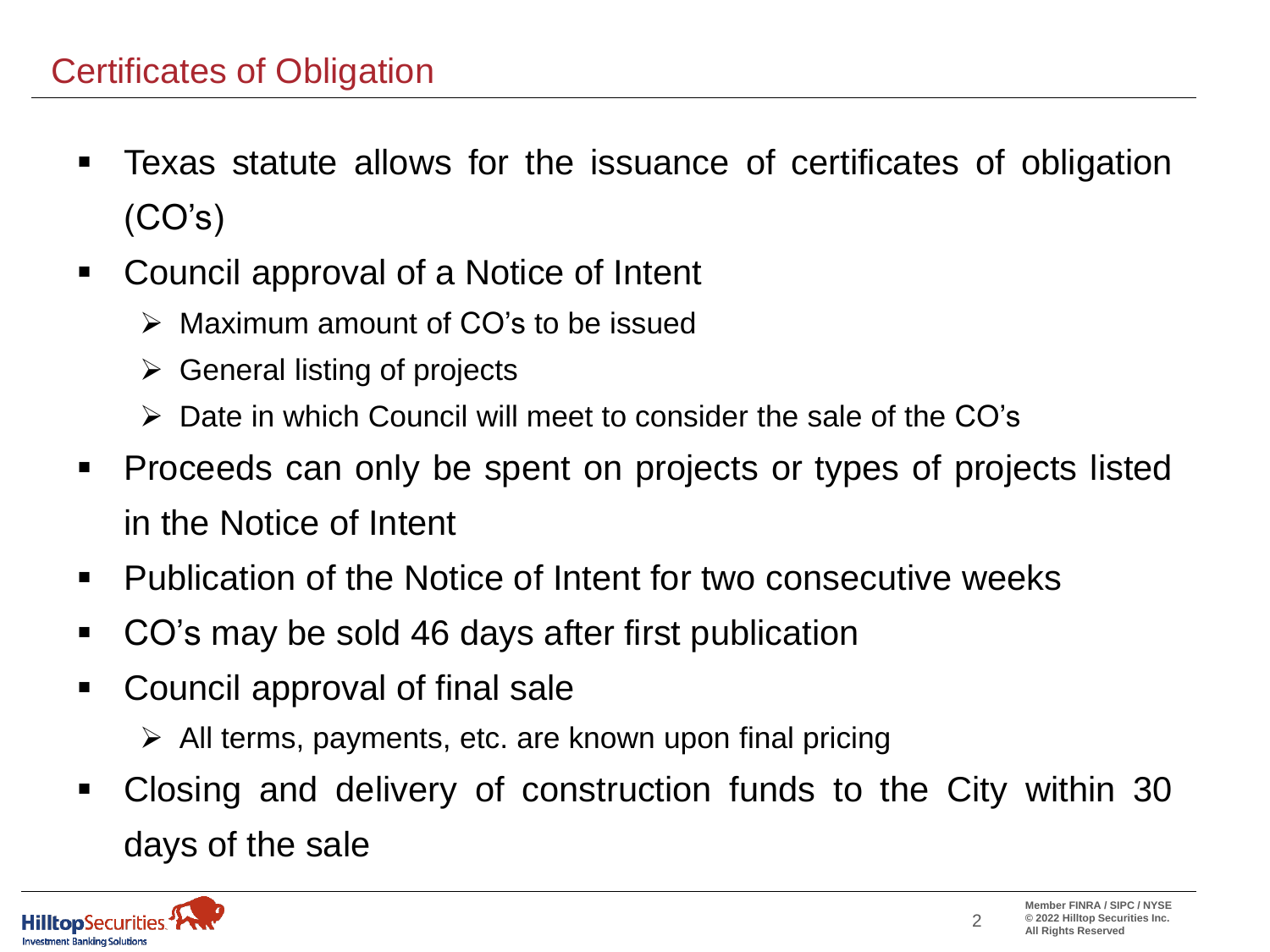# Certificates of Obligation

- Texas statute allows for the issuance of certificates of obligation (CO's)
- Council approval of a Notice of Intent
  - Maximum amount of CO's to be issued
  - General listing of projects
  - Date in which Council will meet to consider the sale of the CO's
- Proceeds can only be spent on projects or types of projects listed in the Notice of Intent
- Publication of the Notice of Intent for two consecutive weeks
- CO's may be sold 46 days after first publication
- Council approval of final sale
  - All terms, payments, etc. are known upon final pricing
- Closing and delivery of construction funds to the City within 30 days of the sale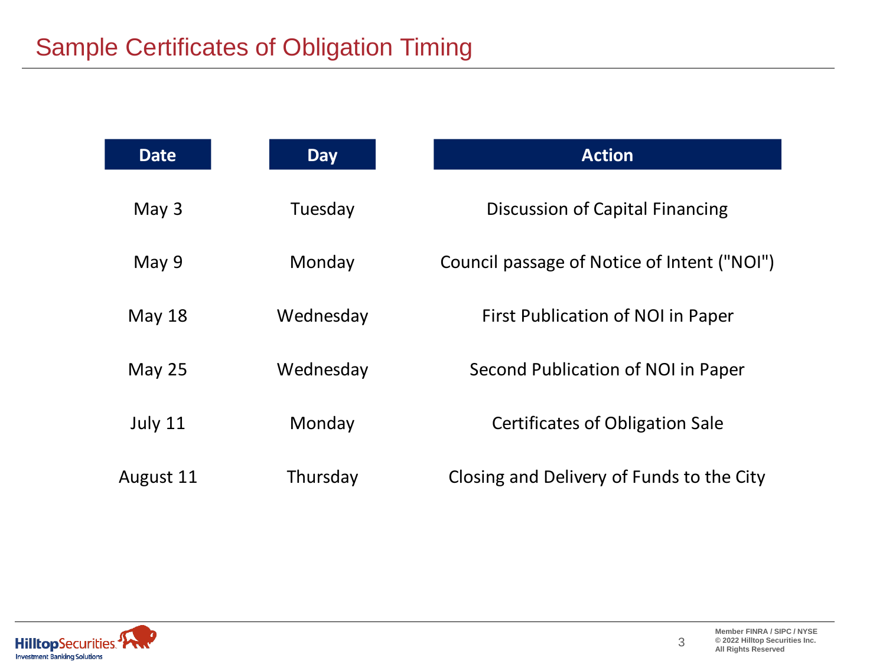# Sample Certificates of Obligation Timing

| Date | Day | Action |
|---|---|---|
| May 3 | Tuesday | Discussion of Capital Financing |
| May 9 | Monday | Council passage of Notice of Intent ("NOI") |
| May 18 | Wednesday | First Publication of NOI in Paper |
| May 25 | Wednesday | Second Publication of NOI in Paper |
| July 11 | Monday | Certificates of Obligation Sale |
| August 11 | Thursday | Closing and Delivery of Funds to the City |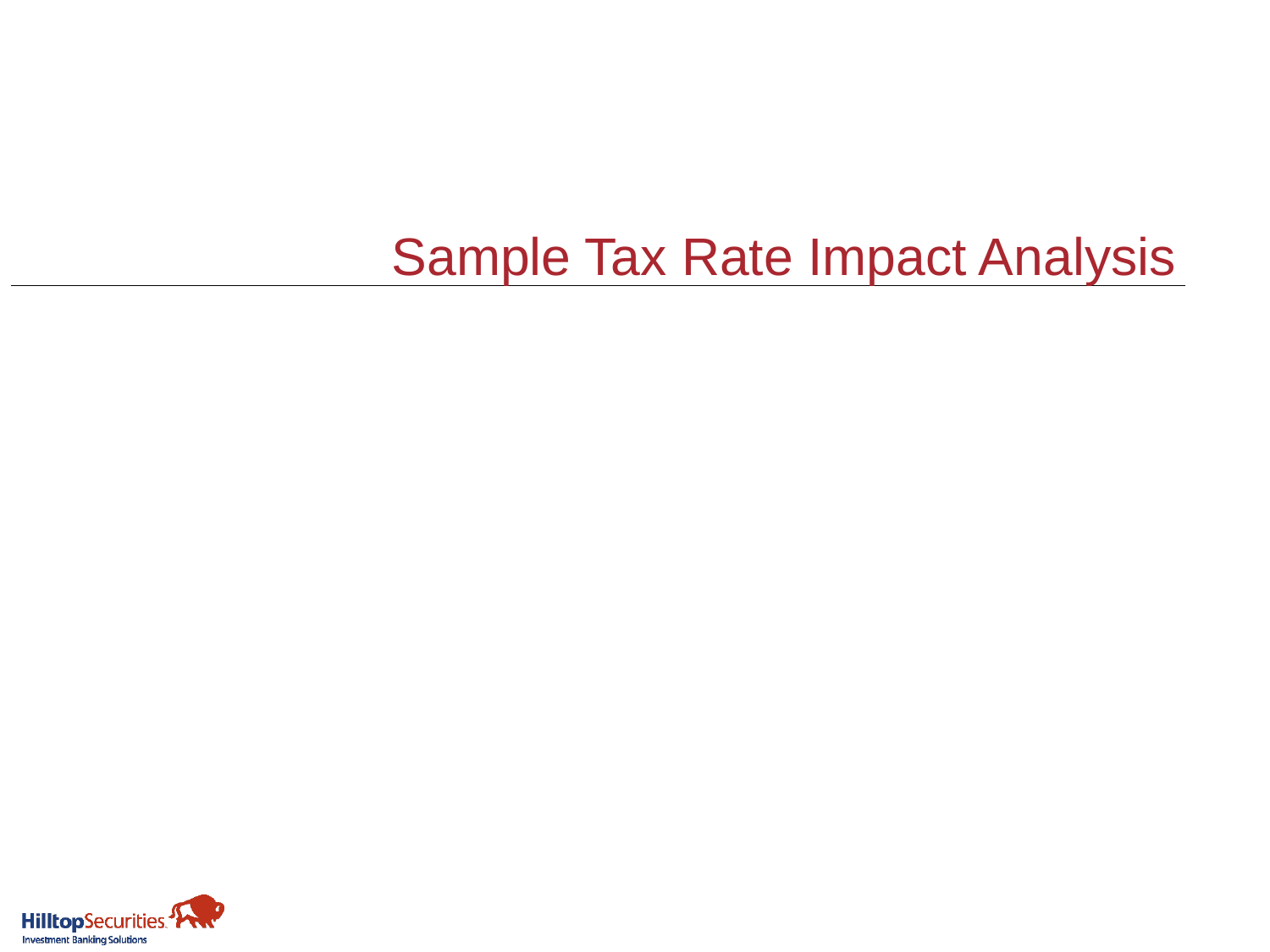# Sample Tax Rate Impact Analysis